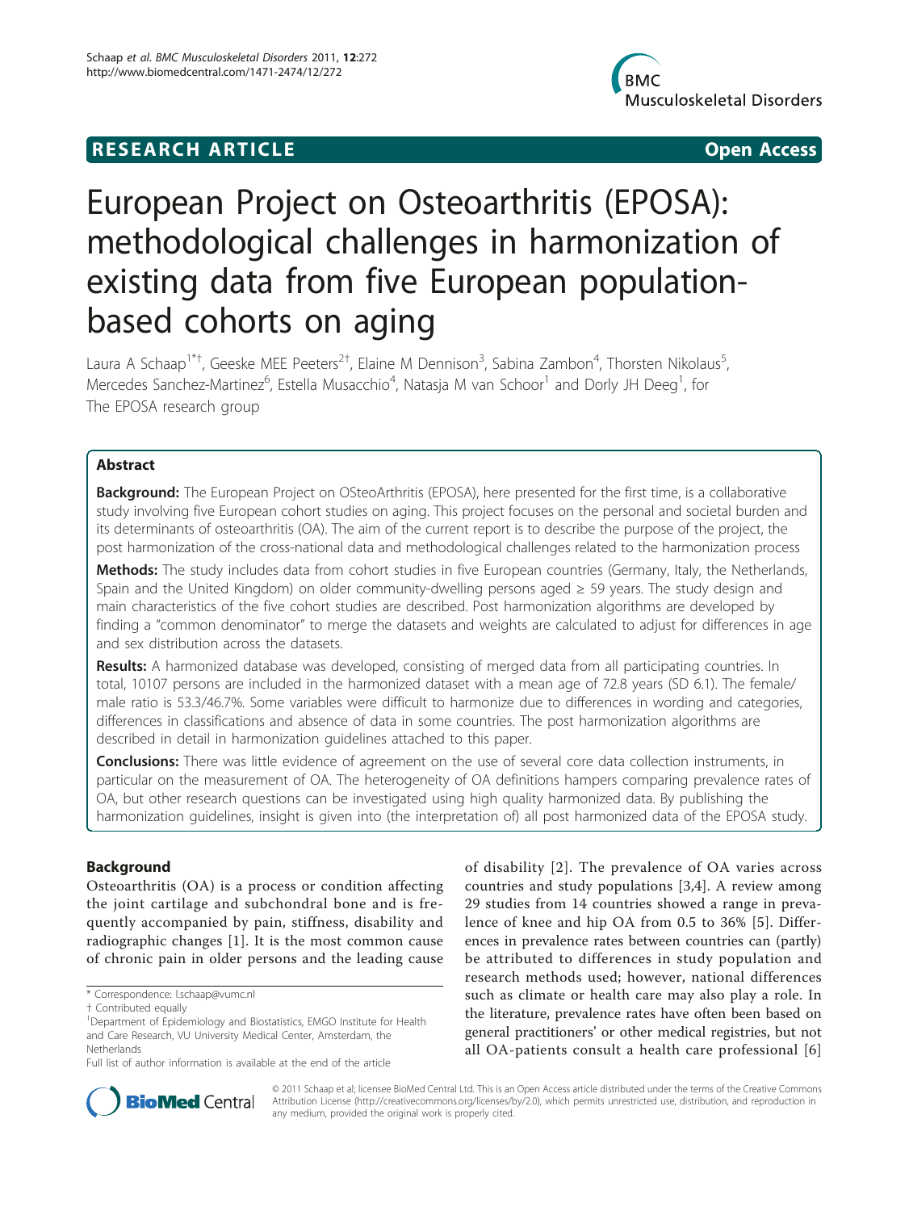**RESEARCH ARTICLE** **Open Access**

# European Project on Osteoarthritis (EPOSA): methodological challenges in harmonization of existing data from five European population-based cohorts on aging

Laura A Schaap[1*†], Geeske MEE Peeters[2†], Elaine M Dennison[3], Sabina Zambon[4], Thorsten Nikolaus[5], Mercedes Sanchez-Martinez[6], Estella Musacchio[4], Natasja M van Schoor[1] and Dorly JH Deeg[1], for The EPOSA research group

## Abstract

**Background:** The European Project on OSteoArthritis (EPOSA), here presented for the first time, is a collaborative study involving five European cohort studies on aging. This project focuses on the personal and societal burden and its determinants of osteoarthritis (OA). The aim of the current report is to describe the purpose of the project, the post harmonization of the cross-national data and methodological challenges related to the harmonization process

**Methods:** The study includes data from cohort studies in five European countries (Germany, Italy, the Netherlands, Spain and the United Kingdom) on older community-dwelling persons aged ≥ 59 years. The study design and main characteristics of the five cohort studies are described. Post harmonization algorithms are developed by finding a "common denominator" to merge the datasets and weights are calculated to adjust for differences in age and sex distribution across the datasets.

**Results:** A harmonized database was developed, consisting of merged data from all participating countries. In total, 10107 persons are included in the harmonized dataset with a mean age of 72.8 years (SD 6.1). The female/male ratio is 53.3/46.7%. Some variables were difficult to harmonize due to differences in wording and categories, differences in classifications and absence of data in some countries. The post harmonization algorithms are described in detail in harmonization guidelines attached to this paper.

**Conclusions:** There was little evidence of agreement on the use of several core data collection instruments, in particular on the measurement of OA. The heterogeneity of OA definitions hampers comparing prevalence rates of OA, but other research questions can be investigated using high quality harmonized data. By publishing the harmonization guidelines, insight is given into (the interpretation of) all post harmonized data of the EPOSA study.

## Background

Osteoarthritis (OA) is a process or condition affecting the joint cartilage and subchondral bone and is frequently accompanied by pain, stiffness, disability and radiographic changes [1]. It is the most common cause of chronic pain in older persons and the leading cause of disability [2]. The prevalence of OA varies across countries and study populations [3,4]. A review among 29 studies from 14 countries showed a range in prevalence of knee and hip OA from 0.5 to 36% [5]. Differences in prevalence rates between countries can (partly) be attributed to differences in study population and research methods used; however, national differences such as climate or health care may also play a role. In the literature, prevalence rates have often been based on general practitioners' or other medical registries, but not all OA-patients consult a health care professional [6]

\* Correspondence: l.schaap@vumc.nl

† Contributed equally

[1]Department of Epidemiology and Biostatistics, EMGO Institute for Health and Care Research, VU University Medical Center, Amsterdam, the Netherlands

Full list of author information is available at the end of the article

© 2011 Schaap et al; licensee BioMed Central Ltd. This is an Open Access article distributed under the terms of the Creative Commons Attribution License (http://creativecommons.org/licenses/by/2.0), which permits unrestricted use, distribution, and reproduction in any medium, provided the original work is properly cited.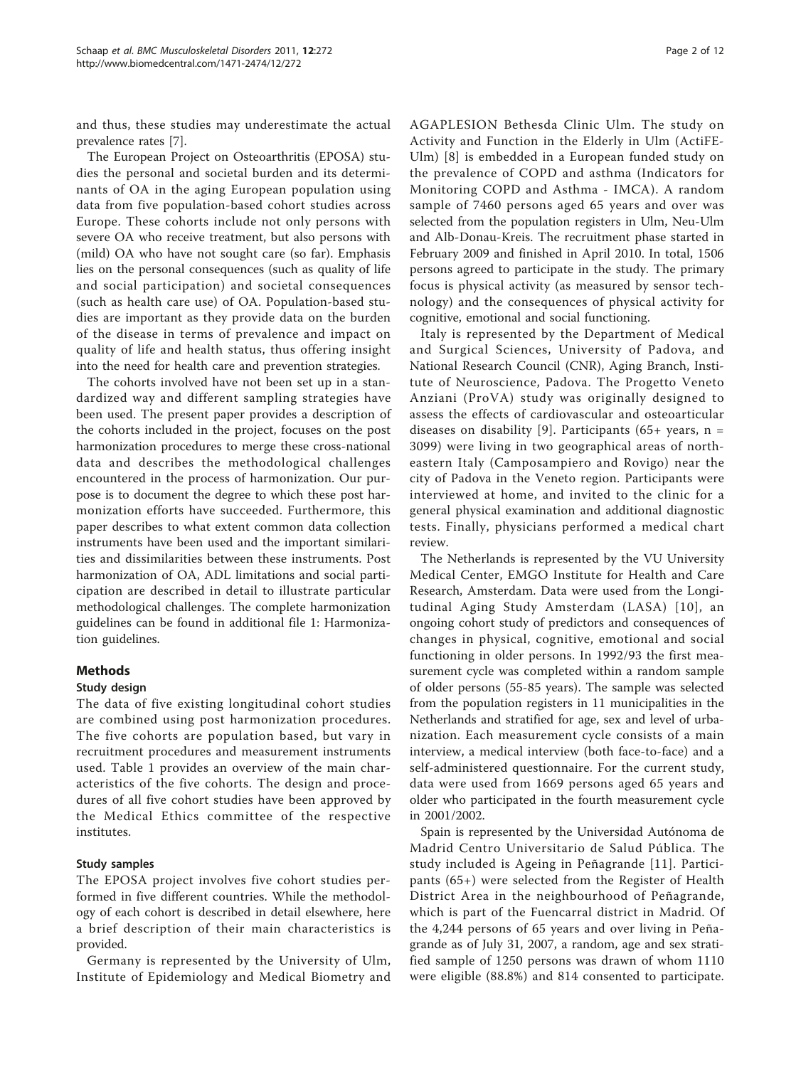and thus, these studies may underestimate the actual prevalence rates [7].

The European Project on Osteoarthritis (EPOSA) studies the personal and societal burden and its determinants of OA in the aging European population using data from five population-based cohort studies across Europe. These cohorts include not only persons with severe OA who receive treatment, but also persons with (mild) OA who have not sought care (so far). Emphasis lies on the personal consequences (such as quality of life and social participation) and societal consequences (such as health care use) of OA. Population-based studies are important as they provide data on the burden of the disease in terms of prevalence and impact on quality of life and health status, thus offering insight into the need for health care and prevention strategies.

The cohorts involved have not been set up in a standardized way and different sampling strategies have been used. The present paper provides a description of the cohorts included in the project, focuses on the post harmonization procedures to merge these cross-national data and describes the methodological challenges encountered in the process of harmonization. Our purpose is to document the degree to which these post harmonization efforts have succeeded. Furthermore, this paper describes to what extent common data collection instruments have been used and the important similarities and dissimilarities between these instruments. Post harmonization of OA, ADL limitations and social participation are described in detail to illustrate particular methodological challenges. The complete harmonization guidelines can be found in additional file 1: Harmonization guidelines.

## Methods

### Study design

The data of five existing longitudinal cohort studies are combined using post harmonization procedures. The five cohorts are population based, but vary in recruitment procedures and measurement instruments used. Table 1 provides an overview of the main characteristics of the five cohorts. The design and procedures of all five cohort studies have been approved by the Medical Ethics committee of the respective institutes.

### Study samples

The EPOSA project involves five cohort studies performed in five different countries. While the methodology of each cohort is described in detail elsewhere, here a brief description of their main characteristics is provided.

Germany is represented by the University of Ulm, Institute of Epidemiology and Medical Biometry and AGAPLESION Bethesda Clinic Ulm. The study on Activity and Function in the Elderly in Ulm (ActiFE-Ulm) [8] is embedded in a European funded study on the prevalence of COPD and asthma (Indicators for Monitoring COPD and Asthma - IMCA). A random sample of 7460 persons aged 65 years and over was selected from the population registers in Ulm, Neu-Ulm and Alb-Donau-Kreis. The recruitment phase started in February 2009 and finished in April 2010. In total, 1506 persons agreed to participate in the study. The primary focus is physical activity (as measured by sensor technology) and the consequences of physical activity for cognitive, emotional and social functioning.

Italy is represented by the Department of Medical and Surgical Sciences, University of Padova, and National Research Council (CNR), Aging Branch, Institute of Neuroscience, Padova. The Progetto Veneto Anziani (ProVA) study was originally designed to assess the effects of cardiovascular and osteoarticular diseases on disability [9]. Participants (65+ years, n = 3099) were living in two geographical areas of northeastern Italy (Camposampiero and Rovigo) near the city of Padova in the Veneto region. Participants were interviewed at home, and invited to the clinic for a general physical examination and additional diagnostic tests. Finally, physicians performed a medical chart review.

The Netherlands is represented by the VU University Medical Center, EMGO Institute for Health and Care Research, Amsterdam. Data were used from the Longitudinal Aging Study Amsterdam (LASA) [10], an ongoing cohort study of predictors and consequences of changes in physical, cognitive, emotional and social functioning in older persons. In 1992/93 the first measurement cycle was completed within a random sample of older persons (55-85 years). The sample was selected from the population registers in 11 municipalities in the Netherlands and stratified for age, sex and level of urbanization. Each measurement cycle consists of a main interview, a medical interview (both face-to-face) and a self-administered questionnaire. For the current study, data were used from 1669 persons aged 65 years and older who participated in the fourth measurement cycle in 2001/2002.

Spain is represented by the Universidad Autónoma de Madrid Centro Universitario de Salud Pública. The study included is Ageing in Peñagrande [11]. Participants (65+) were selected from the Register of Health District Area in the neighbourhood of Peñagrande, which is part of the Fuencarral district in Madrid. Of the 4,244 persons of 65 years and over living in Peñagrande as of July 31, 2007, a random, age and sex stratified sample of 1250 persons was drawn of whom 1110 were eligible (88.8%) and 814 consented to participate.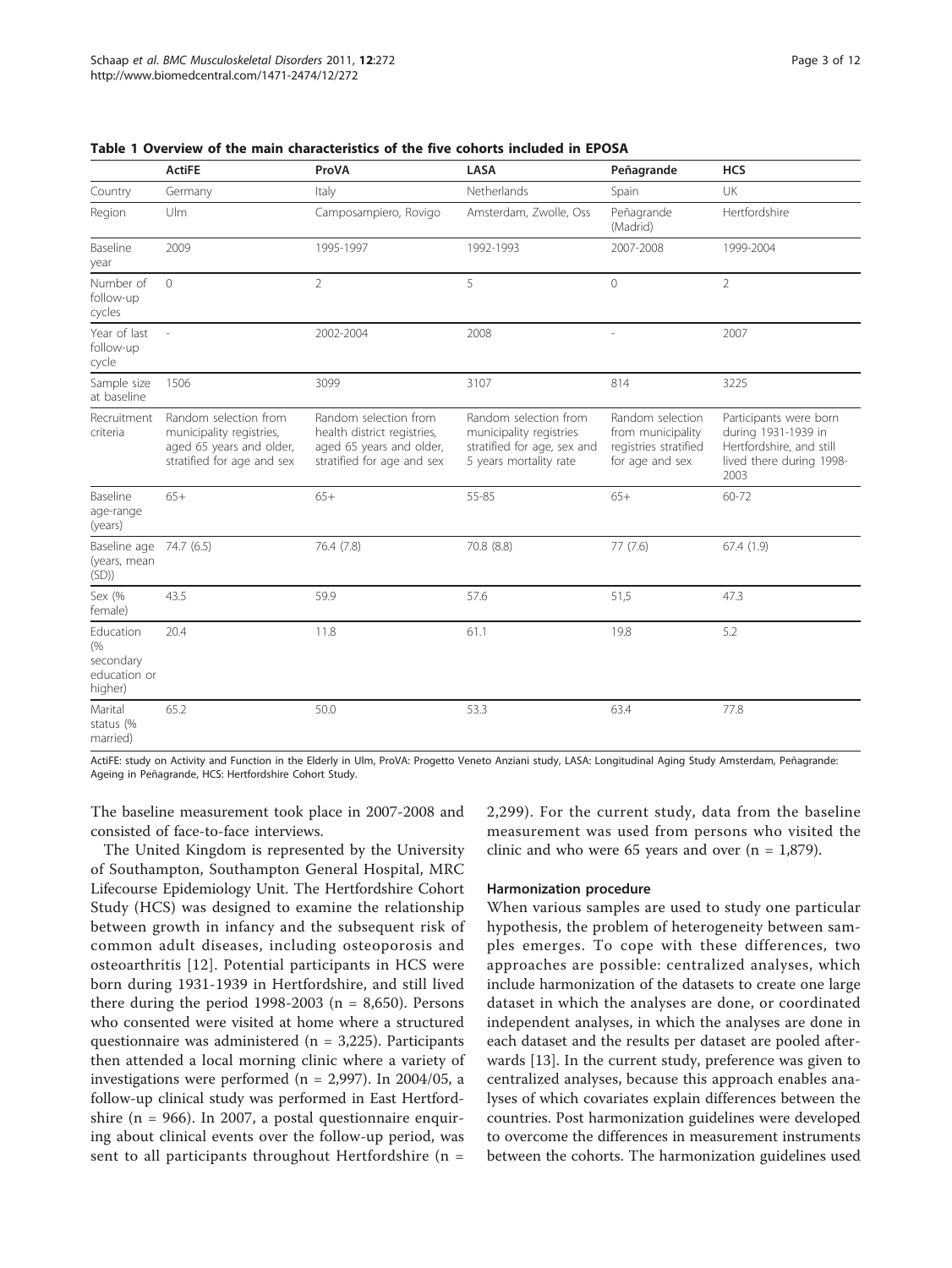**Table 1 Overview of the main characteristics of the five cohorts included in EPOSA**

| | ActiFE | ProVA | LASA | Peñagrande | HCS |
|---|---|---|---|---|---|
| Country | Germany | Italy | Netherlands | Spain | UK |
| Region | Ulm | Camposampiero, Rovigo | Amsterdam, Zwolle, Oss | Peñagrande (Madrid) | Hertfordshire |
| Baseline year | 2009 | 1995-1997 | 1992-1993 | 2007-2008 | 1999-2004 |
| Number of follow-up cycles | 0 | 2 | 5 | 0 | 2 |
| Year of last follow-up cycle | - | 2002-2004 | 2008 | - | 2007 |
| Sample size at baseline | 1506 | 3099 | 3107 | 814 | 3225 |
| Recruitment criteria | Random selection from municipality registries, aged 65 years and older, stratified for age and sex | Random selection from health district registries, aged 65 years and older, stratified for age and sex | Random selection from municipality registries stratified for age, sex and 5 years mortality rate | Random selection from municipality registries stratified for age and sex | Participants were born during 1931-1939 in Hertfordshire, and still lived there during 1998-2003 |
| Baseline age-range (years) | 65+ | 65+ | 55-85 | 65+ | 60-72 |
| Baseline age (years, mean (SD)) | 74.7 (6.5) | 76.4 (7.8) | 70.8 (8.8) | 77 (7.6) | 67.4 (1.9) |
| Sex (% female) | 43.5 | 59.9 | 57.6 | 51,5 | 47.3 |
| Education (% secondary education or higher) | 20.4 | 11.8 | 61.1 | 19.8 | 5.2 |
| Marital status (% married) | 65.2 | 50.0 | 53.3 | 63.4 | 77.8 |

ActiFE: study on Activity and Function in the Elderly in Ulm, ProVA: Progetto Veneto Anziani study, LASA: Longitudinal Aging Study Amsterdam, Peñagrande: Ageing in Peñagrande, HCS: Hertfordshire Cohort Study.

The baseline measurement took place in 2007-2008 and consisted of face-to-face interviews.

The United Kingdom is represented by the University of Southampton, Southampton General Hospital, MRC Lifecourse Epidemiology Unit. The Hertfordshire Cohort Study (HCS) was designed to examine the relationship between growth in infancy and the subsequent risk of common adult diseases, including osteoporosis and osteoarthritis [12]. Potential participants in HCS were born during 1931-1939 in Hertfordshire, and still lived there during the period 1998-2003 (n = 8,650). Persons who consented were visited at home where a structured questionnaire was administered (n = 3,225). Participants then attended a local morning clinic where a variety of investigations were performed (n = 2,997). In 2004/05, a follow-up clinical study was performed in East Hertfordshire (n = 966). In 2007, a postal questionnaire enquiring about clinical events over the follow-up period, was sent to all participants throughout Hertfordshire (n = 2,299). For the current study, data from the baseline measurement was used from persons who visited the clinic and who were 65 years and over (n = 1,879).

#### Harmonization procedure

When various samples are used to study one particular hypothesis, the problem of heterogeneity between samples emerges. To cope with these differences, two approaches are possible: centralized analyses, which include harmonization of the datasets to create one large dataset in which the analyses are done, or coordinated independent analyses, in which the analyses are done in each dataset and the results per dataset are pooled afterwards [13]. In the current study, preference was given to centralized analyses, because this approach enables analyses of which covariates explain differences between the countries. Post harmonization guidelines were developed to overcome the differences in measurement instruments between the cohorts. The harmonization guidelines used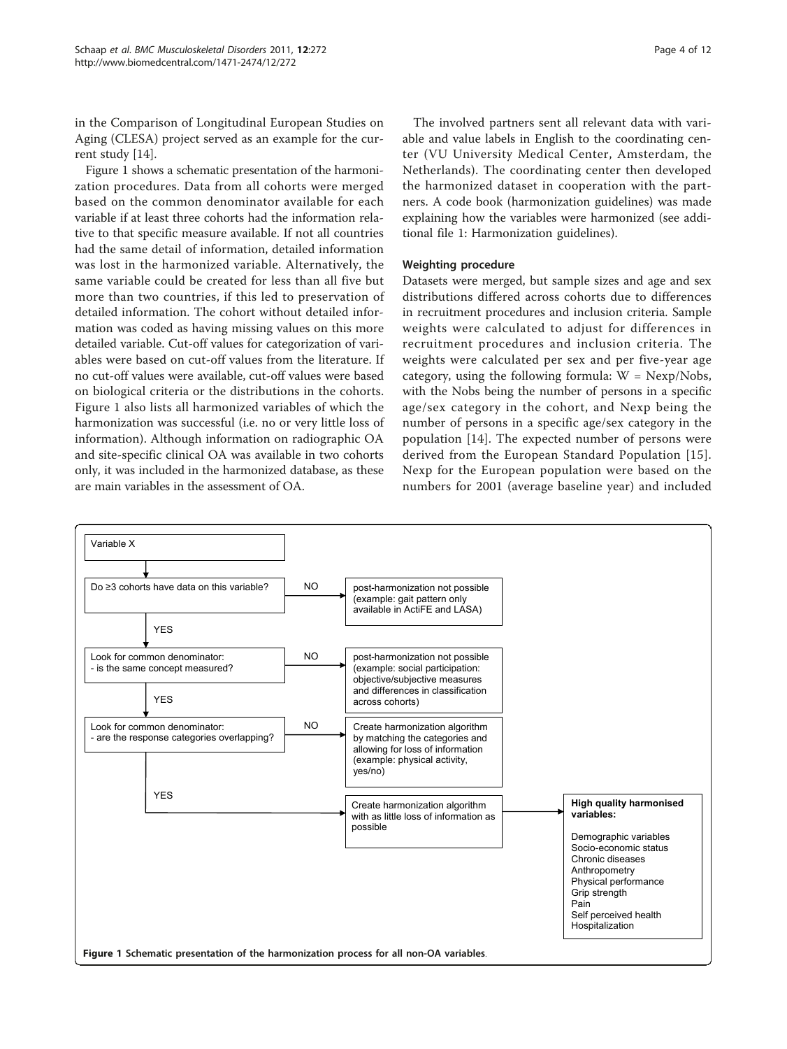in the Comparison of Longitudinal European Studies on Aging (CLESA) project served as an example for the current study [14].

Figure 1 shows a schematic presentation of the harmonization procedures. Data from all cohorts were merged based on the common denominator available for each variable if at least three cohorts had the information relative to that specific measure available. If not all countries had the same detail of information, detailed information was lost in the harmonized variable. Alternatively, the same variable could be created for less than all five but more than two countries, if this led to preservation of detailed information. The cohort without detailed information was coded as having missing values on this more detailed variable. Cut-off values for categorization of variables were based on cut-off values from the literature. If no cut-off values were available, cut-off values were based on biological criteria or the distributions in the cohorts. Figure 1 also lists all harmonized variables of which the harmonization was successful (i.e. no or very little loss of information). Although information on radiographic OA and site-specific clinical OA was available in two cohorts only, it was included in the harmonized database, as these are main variables in the assessment of OA.

The involved partners sent all relevant data with variable and value labels in English to the coordinating center (VU University Medical Center, Amsterdam, the Netherlands). The coordinating center then developed the harmonized dataset in cooperation with the partners. A code book (harmonization guidelines) was made explaining how the variables were harmonized (see additional file 1: Harmonization guidelines).

### Weighting procedure

Datasets were merged, but sample sizes and age and sex distributions differed across cohorts due to differences in recruitment procedures and inclusion criteria. Sample weights were calculated to adjust for differences in recruitment procedures and inclusion criteria. The weights were calculated per sex and per five-year age category, using the following formula: W = Nexp/Nobs, with the Nobs being the number of persons in a specific age/sex category in the cohort, and Nexp being the number of persons in a specific age/sex category in the population [14]. The expected number of persons were derived from the European Standard Population [15]. Nexp for the European population were based on the numbers for 2001 (average baseline year) and included

- Variable X
- Do ≥3 cohorts have data on this variable?
  - NO → post-harmonization not possible (example: gait pattern only available in ActiFE and LASA)
  - YES →
- Look for common denominator: - is the same concept measured?
  - NO → post-harmonization not possible (example: social participation: objective/subjective measures and differences in classification across cohorts)
  - YES →
- Look for common denominator: - are the response categories overlapping?
  - NO → Create harmonization algorithm by matching the categories and allowing for loss of information (example: physical activity, yes/no)
  - YES → Create harmonization algorithm with as little loss of information as possible → **High quality harmonised variables:** Demographic variables, Socio-economic status, Chronic diseases, Anthropometry, Physical performance, Grip strength, Pain, Self perceived health, Hospitalization

**Figure 1 Schematic presentation of the harmonization process for all non-OA variables**.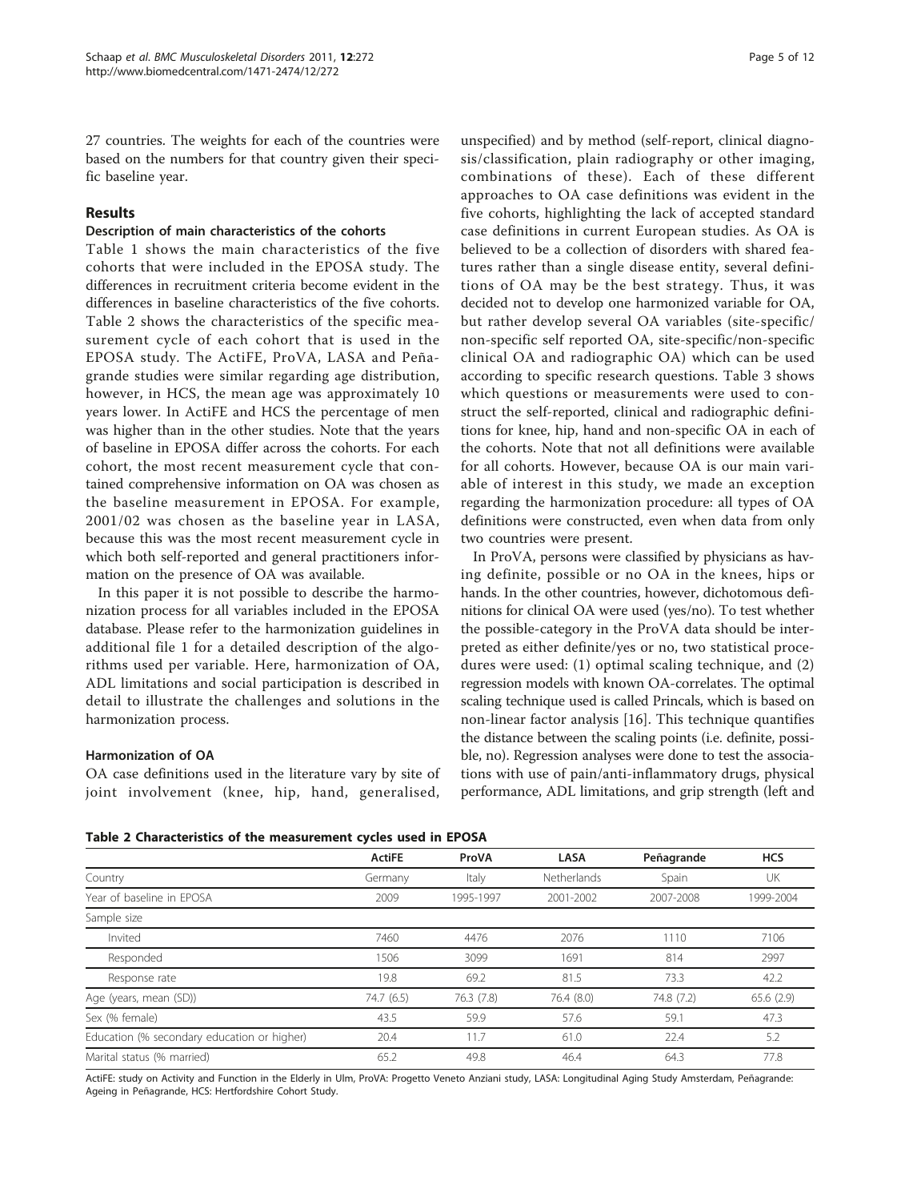27 countries. The weights for each of the countries were based on the numbers for that country given their specific baseline year.

## Results

### Description of main characteristics of the cohorts

Table 1 shows the main characteristics of the five cohorts that were included in the EPOSA study. The differences in recruitment criteria become evident in the differences in baseline characteristics of the five cohorts. Table 2 shows the characteristics of the specific measurement cycle of each cohort that is used in the EPOSA study. The ActiFE, ProVA, LASA and Peñagrande studies were similar regarding age distribution, however, in HCS, the mean age was approximately 10 years lower. In ActiFE and HCS the percentage of men was higher than in the other studies. Note that the years of baseline in EPOSA differ across the cohorts. For each cohort, the most recent measurement cycle that contained comprehensive information on OA was chosen as the baseline measurement in EPOSA. For example, 2001/02 was chosen as the baseline year in LASA, because this was the most recent measurement cycle in which both self-reported and general practitioners information on the presence of OA was available.

In this paper it is not possible to describe the harmonization process for all variables included in the EPOSA database. Please refer to the harmonization guidelines in additional file 1 for a detailed description of the algorithms used per variable. Here, harmonization of OA, ADL limitations and social participation is described in detail to illustrate the challenges and solutions in the harmonization process.

### Harmonization of OA

OA case definitions used in the literature vary by site of joint involvement (knee, hip, hand, generalised, unspecified) and by method (self-report, clinical diagnosis/classification, plain radiography or other imaging, combinations of these). Each of these different approaches to OA case definitions was evident in the five cohorts, highlighting the lack of accepted standard case definitions in current European studies. As OA is believed to be a collection of disorders with shared features rather than a single disease entity, several definitions of OA may be the best strategy. Thus, it was decided not to develop one harmonized variable for OA, but rather develop several OA variables (site-specific/non-specific self reported OA, site-specific/non-specific clinical OA and radiographic OA) which can be used according to specific research questions. Table 3 shows which questions or measurements were used to construct the self-reported, clinical and radiographic definitions for knee, hip, hand and non-specific OA in each of the cohorts. Note that not all definitions were available for all cohorts. However, because OA is our main variable of interest in this study, we made an exception regarding the harmonization procedure: all types of OA definitions were constructed, even when data from only two countries were present.

In ProVA, persons were classified by physicians as having definite, possible or no OA in the knees, hips or hands. In the other countries, however, dichotomous definitions for clinical OA were used (yes/no). To test whether the possible-category in the ProVA data should be interpreted as either definite/yes or no, two statistical procedures were used: (1) optimal scaling technique, and (2) regression models with known OA-correlates. The optimal scaling technique used is called Princals, which is based on non-linear factor analysis [16]. This technique quantifies the distance between the scaling points (i.e. definite, possible, no). Regression analyses were done to test the associations with use of pain/anti-inflammatory drugs, physical performance, ADL limitations, and grip strength (left and

**Table 2 Characteristics of the measurement cycles used in EPOSA**

| | ActiFE | ProVA | LASA | Peñagrande | HCS |
|---|---|---|---|---|---|
| Country | Germany | Italy | Netherlands | Spain | UK |
| Year of baseline in EPOSA | 2009 | 1995-1997 | 2001-2002 | 2007-2008 | 1999-2004 |
| Sample size | | | | | |
| Invited | 7460 | 4476 | 2076 | 1110 | 7106 |
| Responded | 1506 | 3099 | 1691 | 814 | 2997 |
| Response rate | 19.8 | 69.2 | 81.5 | 73.3 | 42.2 |
| Age (years, mean (SD)) | 74.7 (6.5) | 76.3 (7.8) | 76.4 (8.0) | 74.8 (7.2) | 65.6 (2.9) |
| Sex (% female) | 43.5 | 59.9 | 57.6 | 59.1 | 47.3 |
| Education (% secondary education or higher) | 20.4 | 11.7 | 61.0 | 22.4 | 5.2 |
| Marital status (% married) | 65.2 | 49.8 | 46.4 | 64.3 | 77.8 |

ActiFE: study on Activity and Function in the Elderly in Ulm, ProVA: Progetto Veneto Anziani study, LASA: Longitudinal Aging Study Amsterdam, Peñagrande: Ageing in Peñagrande, HCS: Hertfordshire Cohort Study.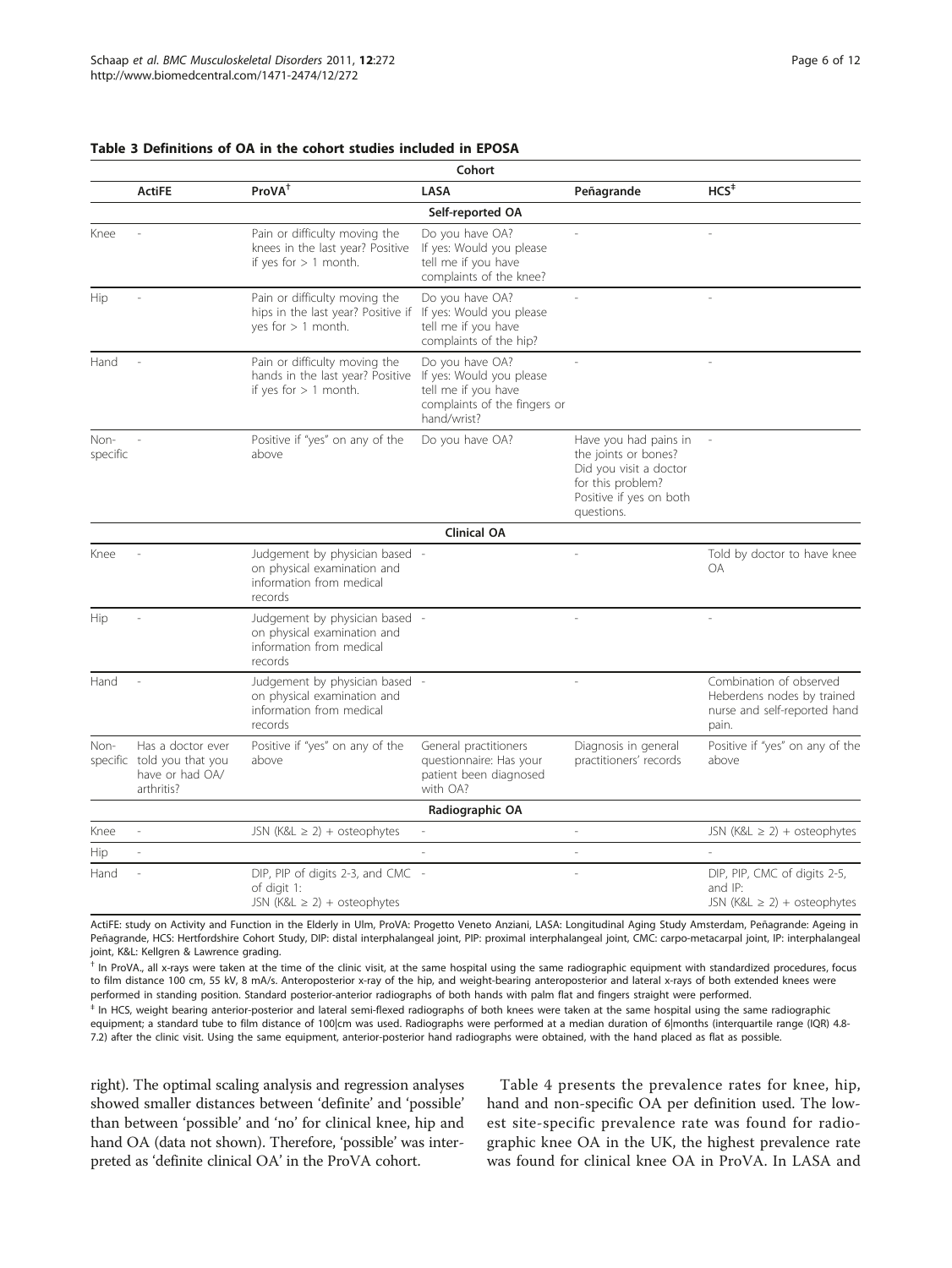**Table 3 Definitions of OA in the cohort studies included in EPOSA**

| | Cohort | | | | |
|---|---|---|---|---|---|
| | **ActiFE** | **ProVA**[†] | **LASA** | **Peñagrande** | **HCS**[‡] |
| | | | **Self-reported OA** | | |
| Knee | - | Pain or difficulty moving the knees in the last year? Positive if yes for > 1 month. | Do you have OA? If yes: Would you please tell me if you have complaints of the knee? | - | - |
| Hip | - | Pain or difficulty moving the hips in the last year? Positive if yes for > 1 month. | Do you have OA? If yes: Would you please tell me if you have complaints of the hip? | - | - |
| Hand | - | Pain or difficulty moving the hands in the last year? Positive if yes for > 1 month. | Do you have OA? If yes: Would you please tell me if you have complaints of the fingers or hand/wrist? | - | - |
| Non-specific | - | Positive if "yes" on any of the above | Do you have OA? | Have you had pains in the joints or bones? Did you visit a doctor for this problem? Positive if yes on both questions. | - |
| | | | **Clinical OA** | | |
| Knee | - | Judgement by physician based on physical examination and information from medical records | - | - | Told by doctor to have knee OA |
| Hip | - | Judgement by physician based on physical examination and information from medical records | - | - | - |
| Hand | - | Judgement by physician based on physical examination and information from medical records | - | - | Combination of observed Heberdens nodes by trained nurse and self-reported hand pain. |
| Non-specific | Has a doctor ever told you that you have or had OA/ arthritis? | Positive if "yes" on any of the above | General practitioners questionnaire: Has your patient been diagnosed with OA? | Diagnosis in general practitioners' records | Positive if "yes" on any of the above |
| | | | **Radiographic OA** | | |
| Knee | - | JSN (K&L ≥ 2) + osteophytes | - | - | JSN (K&L ≥ 2) + osteophytes |
| Hip | - | | - | - | - |
| Hand | - | DIP, PIP of digits 2-3, and CMC of digit 1: JSN (K&L ≥ 2) + osteophytes | - | - | DIP, PIP, CMC of digits 2-5, and IP: JSN (K&L ≥ 2) + osteophytes |

ActiFE: study on Activity and Function in the Elderly in Ulm, ProVA: Progetto Veneto Anziani, LASA: Longitudinal Aging Study Amsterdam, Peñagrande: Ageing in Peñagrande, HCS: Hertfordshire Cohort Study, DIP: distal interphalangeal joint, PIP: proximal interphalangeal joint, CMC: carpo-metacarpal joint, IP: interphalangeal joint, K&L: Kellgren & Lawrence grading.

[†] In ProVA., all x-rays were taken at the time of the clinic visit, at the same hospital using the same radiographic equipment with standardized procedures, focus to film distance 100 cm, 55 kV, 8 mA/s. Anteroposterior x-ray of the hip, and weight-bearing anteroposterior and lateral x-rays of both extended knees were performed in standing position. Standard posterior-anterior radiographs of both hands with palm flat and fingers straight were performed.

[‡] In HCS, weight bearing anterior-posterior and lateral semi-flexed radiographs of both knees were taken at the same hospital using the same radiographic equipment; a standard tube to film distance of 100|cm was used. Radiographs were performed at a median duration of 6|months (interquartile range (IQR) 4.8-7.2) after the clinic visit. Using the same equipment, anterior-posterior hand radiographs were obtained, with the hand placed as flat as possible.

right). The optimal scaling analysis and regression analyses showed smaller distances between 'definite' and 'possible' than between 'possible' and 'no' for clinical knee, hip and hand OA (data not shown). Therefore, 'possible' was interpreted as 'definite clinical OA' in the ProVA cohort.

Table 4 presents the prevalence rates for knee, hip, hand and non-specific OA per definition used. The lowest site-specific prevalence rate was found for radiographic knee OA in the UK, the highest prevalence rate was found for clinical knee OA in ProVA. In LASA and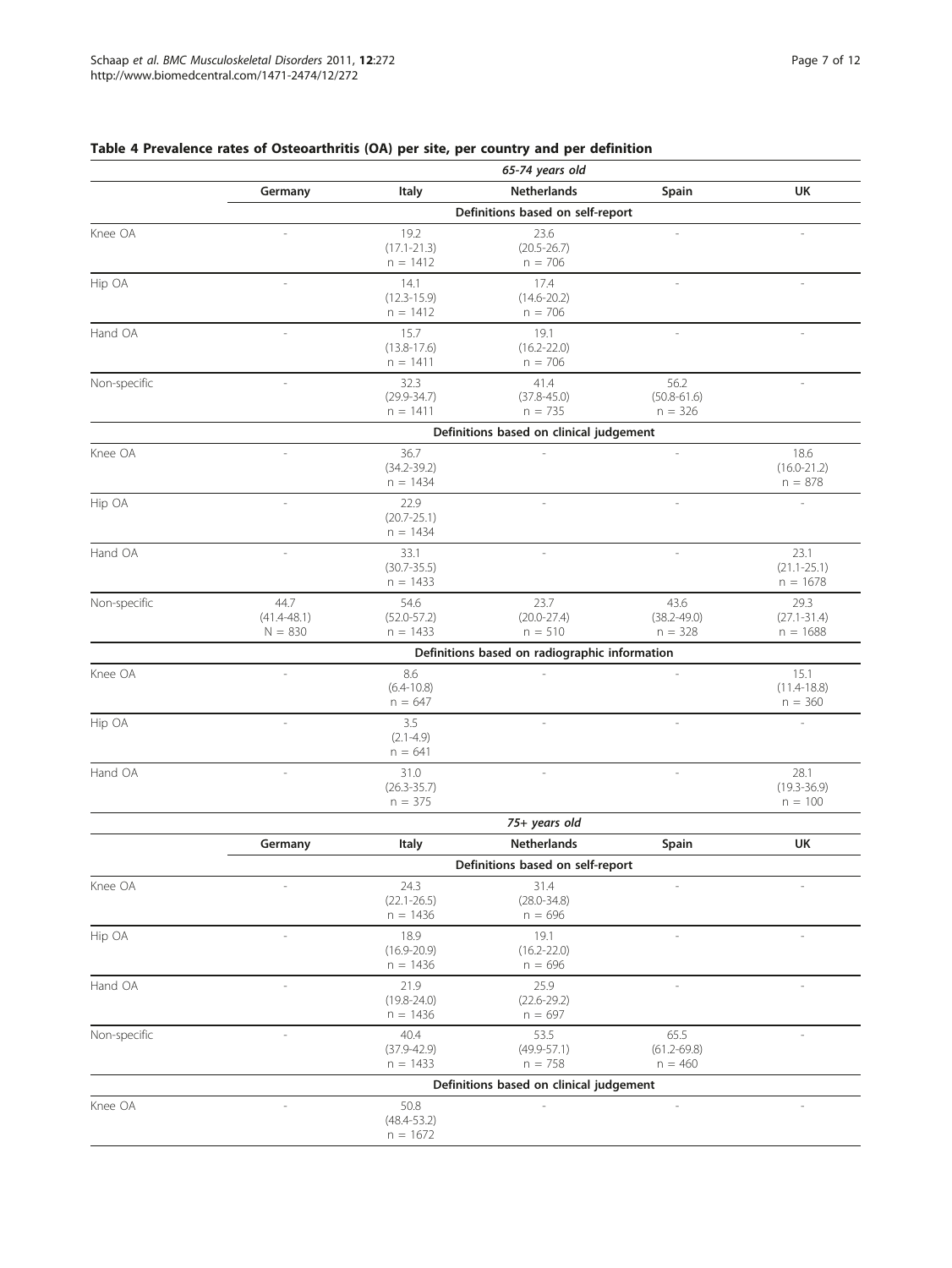## Table 4 Prevalence rates of Osteoarthritis (OA) per site, per country and per definition

| | Germany | Italy | Netherlands | Spain | UK |
|---|---|---|---|---|---|
| **65-74 years old** | | | | | |
| **Definitions based on self-report** | | | | | |
| Knee OA | - | 19.2 (17.1-21.3) n = 1412 | 23.6 (20.5-26.7) n = 706 | - | - |
| Hip OA | - | 14.1 (12.3-15.9) n = 1412 | 17.4 (14.6-20.2) n = 706 | - | - |
| Hand OA | - | 15.7 (13.8-17.6) n = 1411 | 19.1 (16.2-22.0) n = 706 | - | - |
| Non-specific | - | 32.3 (29.9-34.7) n = 1411 | 41.4 (37.8-45.0) n = 735 | 56.2 (50.8-61.6) n = 326 | - |
| **Definitions based on clinical judgement** | | | | | |
| Knee OA | - | 36.7 (34.2-39.2) n = 1434 | - | - | 18.6 (16.0-21.2) n = 878 |
| Hip OA | - | 22.9 (20.7-25.1) n = 1434 | - | - | - |
| Hand OA | - | 33.1 (30.7-35.5) n = 1433 | - | - | 23.1 (21.1-25.1) n = 1678 |
| Non-specific | 44.7 (41.4-48.1) N = 830 | 54.6 (52.0-57.2) n = 1433 | 23.7 (20.0-27.4) n = 510 | 43.6 (38.2-49.0) n = 328 | 29.3 (27.1-31.4) n = 1688 |
| **Definitions based on radiographic information** | | | | | |
| Knee OA | - | 8.6 (6.4-10.8) n = 647 | - | - | 15.1 (11.4-18.8) n = 360 |
| Hip OA | - | 3.5 (2.1-4.9) n = 641 | - | - | - |
| Hand OA | - | 31.0 (26.3-35.7) n = 375 | - | - | 28.1 (19.3-36.9) n = 100 |
| **75+ years old** | | | | | |
| **Definitions based on self-report** | | | | | |
| Knee OA | - | 24.3 (22.1-26.5) n = 1436 | 31.4 (28.0-34.8) n = 696 | - | - |
| Hip OA | - | 18.9 (16.9-20.9) n = 1436 | 19.1 (16.2-22.0) n = 696 | - | - |
| Hand OA | - | 21.9 (19.8-24.0) n = 1436 | 25.9 (22.6-29.2) n = 697 | - | - |
| Non-specific | - | 40.4 (37.9-42.9) n = 1433 | 53.5 (49.9-57.1) n = 758 | 65.5 (61.2-69.8) n = 460 | - |
| **Definitions based on clinical judgement** | | | | | |
| Knee OA | - | 50.8 (48.4-53.2) n = 1672 | - | - | - |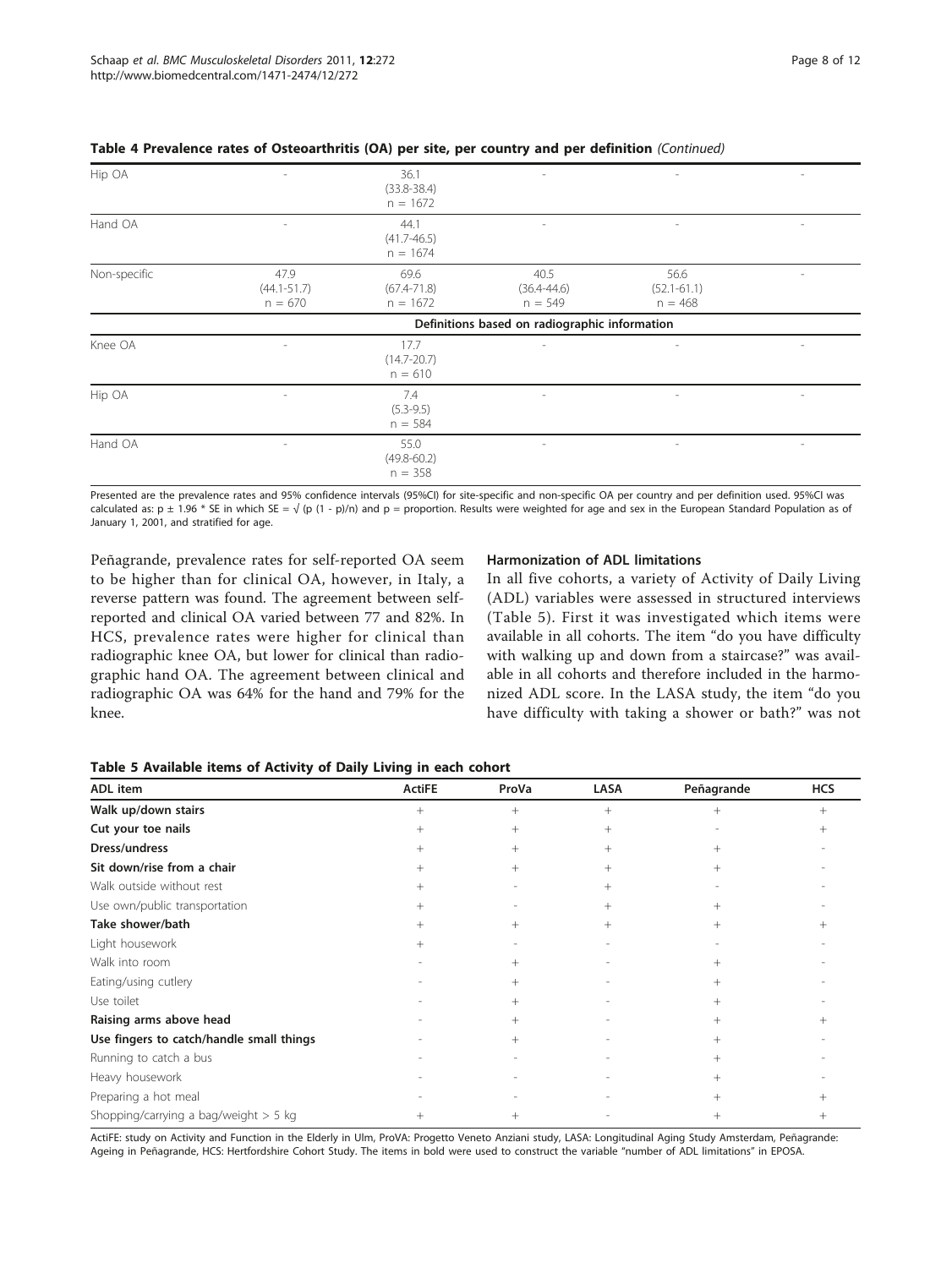**Table 4 Prevalence rates of Osteoarthritis (OA) per site, per country and per definition** *(Continued)*

| | | | | | |
|---|---|---|---|---|---|
| Hip OA | - | 36.1 (33.8-38.4) n = 1672 | - | - | - |
| Hand OA | - | 44.1 (41.7-46.5) n = 1674 | - | - | - |
| Non-specific | 47.9 (44.1-51.7) n = 670 | 69.6 (67.4-71.8) n = 1672 | 40.5 (36.4-44.6) n = 549 | 56.6 (52.1-61.1) n = 468 | - |
| | | | **Definitions based on radiographic information** | | |
| Knee OA | - | 17.7 (14.7-20.7) n = 610 | - | - | - |
| Hip OA | - | 7.4 (5.3-9.5) n = 584 | - | - | - |
| Hand OA | - | 55.0 (49.8-60.2) n = 358 | - | - | - |

Presented are the prevalence rates and 95% confidence intervals (95%CI) for site-specific and non-specific OA per country and per definition used. 95%CI was calculated as: p ± 1.96 * SE in which SE = $\sqrt{(p (1 - p)/n)}$ and p = proportion. Results were weighted for age and sex in the European Standard Population as of January 1, 2001, and stratified for age.

Peñagrande, prevalence rates for self-reported OA seem to be higher than for clinical OA, however, in Italy, a reverse pattern was found. The agreement between self-reported and clinical OA varied between 77 and 82%. In HCS, prevalence rates were higher for clinical than radiographic knee OA, but lower for clinical than radiographic hand OA. The agreement between clinical and radiographic OA was 64% for the hand and 79% for the knee.

### Harmonization of ADL limitations

In all five cohorts, a variety of Activity of Daily Living (ADL) variables were assessed in structured interviews (Table 5). First it was investigated which items were available in all cohorts. The item "do you have difficulty with walking up and down from a staircase?" was available in all cohorts and therefore included in the harmonized ADL score. In the LASA study, the item "do you have difficulty with taking a shower or bath?" was not

**Table 5 Available items of Activity of Daily Living in each cohort**

| ADL item | ActiFE | ProVa | LASA | Peñagrande | HCS |
|---|---|---|---|---|---|
| **Walk up/down stairs** | + | + | + | + | + |
| **Cut your toe nails** | + | + | + | - | + |
| **Dress/undress** | + | + | + | + | - |
| **Sit down/rise from a chair** | + | + | + | + | - |
| Walk outside without rest | + | - | + | - | - |
| Use own/public transportation | + | - | + | + | - |
| **Take shower/bath** | + | + | + | + | + |
| Light housework | + | - | - | - | - |
| Walk into room | - | + | - | + | - |
| Eating/using cutlery | - | + | - | + | - |
| Use toilet | - | + | - | + | - |
| **Raising arms above head** | - | + | - | + | + |
| **Use fingers to catch/handle small things** | - | + | - | + | - |
| Running to catch a bus | - | - | - | + | - |
| Heavy housework | - | - | - | + | - |
| Preparing a hot meal | - | - | - | + | + |
| Shopping/carrying a bag/weight > 5 kg | + | + | - | + | + |

ActiFE: study on Activity and Function in the Elderly in Ulm, ProVA: Progetto Veneto Anziani study, LASA: Longitudinal Aging Study Amsterdam, Peñagrande: Ageing in Peñagrande, HCS: Hertfordshire Cohort Study. The items in bold were used to construct the variable "number of ADL limitations" in EPOSA.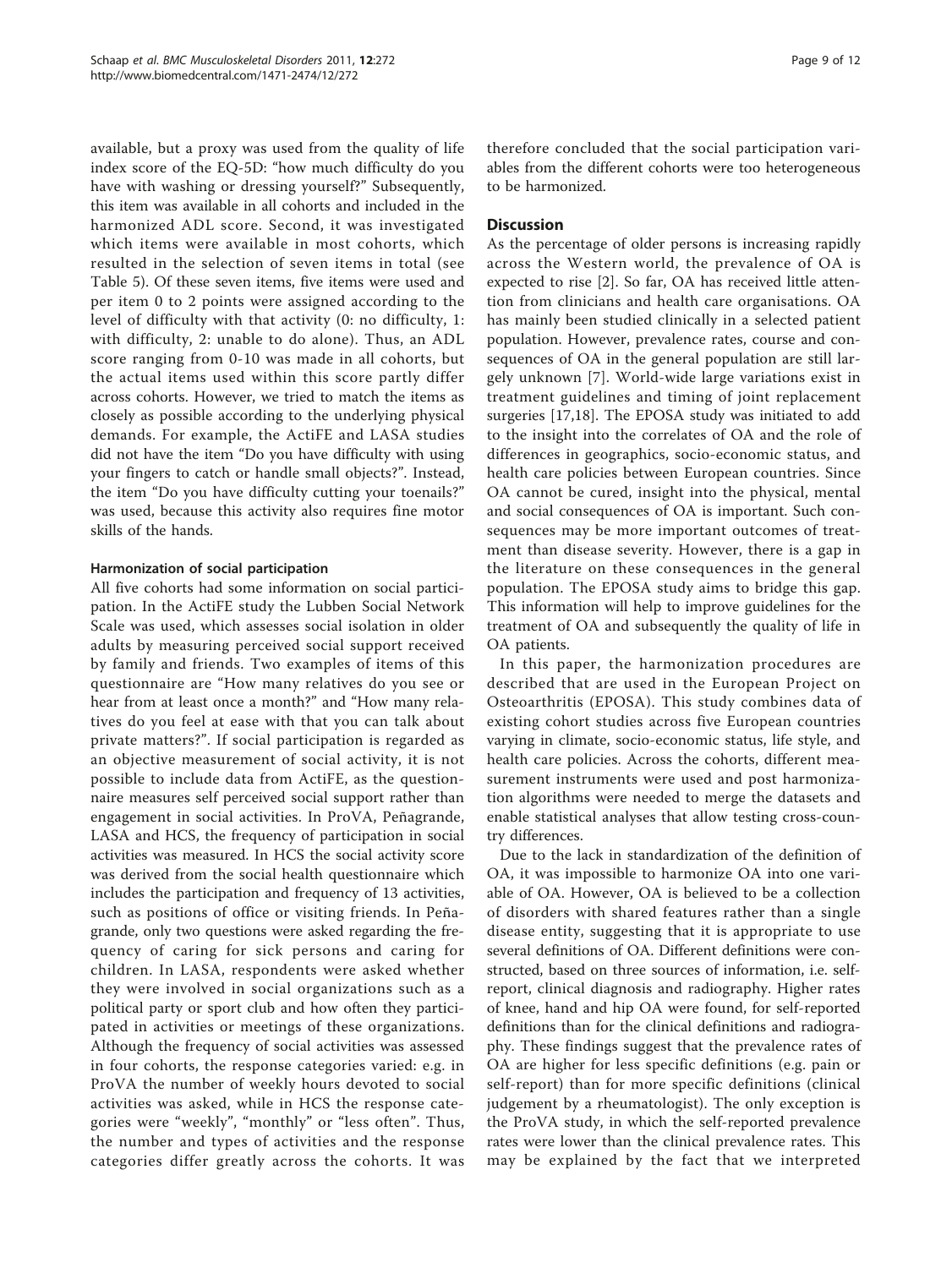available, but a proxy was used from the quality of life index score of the EQ-5D: "how much difficulty do you have with washing or dressing yourself?" Subsequently, this item was available in all cohorts and included in the harmonized ADL score. Second, it was investigated which items were available in most cohorts, which resulted in the selection of seven items in total (see Table 5). Of these seven items, five items were used and per item 0 to 2 points were assigned according to the level of difficulty with that activity (0: no difficulty, 1: with difficulty, 2: unable to do alone). Thus, an ADL score ranging from 0-10 was made in all cohorts, but the actual items used within this score partly differ across cohorts. However, we tried to match the items as closely as possible according to the underlying physical demands. For example, the ActiFE and LASA studies did not have the item "Do you have difficulty with using your fingers to catch or handle small objects?". Instead, the item "Do you have difficulty cutting your toenails?" was used, because this activity also requires fine motor skills of the hands.

#### Harmonization of social participation

All five cohorts had some information on social participation. In the ActiFE study the Lubben Social Network Scale was used, which assesses social isolation in older adults by measuring perceived social support received by family and friends. Two examples of items of this questionnaire are "How many relatives do you see or hear from at least once a month?" and "How many relatives do you feel at ease with that you can talk about private matters?". If social participation is regarded as an objective measurement of social activity, it is not possible to include data from ActiFE, as the questionnaire measures self perceived social support rather than engagement in social activities. In ProVA, Peñagrande, LASA and HCS, the frequency of participation in social activities was measured. In HCS the social activity score was derived from the social health questionnaire which includes the participation and frequency of 13 activities, such as positions of office or visiting friends. In Peñagrande, only two questions were asked regarding the frequency of caring for sick persons and caring for children. In LASA, respondents were asked whether they were involved in social organizations such as a political party or sport club and how often they participated in activities or meetings of these organizations. Although the frequency of social activities was assessed in four cohorts, the response categories varied: e.g. in ProVA the number of weekly hours devoted to social activities was asked, while in HCS the response categories were "weekly", "monthly" or "less often". Thus, the number and types of activities and the response categories differ greatly across the cohorts. It was therefore concluded that the social participation variables from the different cohorts were too heterogeneous to be harmonized.

## Discussion

As the percentage of older persons is increasing rapidly across the Western world, the prevalence of OA is expected to rise [2]. So far, OA has received little attention from clinicians and health care organisations. OA has mainly been studied clinically in a selected patient population. However, prevalence rates, course and consequences of OA in the general population are still largely unknown [7]. World-wide large variations exist in treatment guidelines and timing of joint replacement surgeries [17,18]. The EPOSA study was initiated to add to the insight into the correlates of OA and the role of differences in geographics, socio-economic status, and health care policies between European countries. Since OA cannot be cured, insight into the physical, mental and social consequences of OA is important. Such consequences may be more important outcomes of treatment than disease severity. However, there is a gap in the literature on these consequences in the general population. The EPOSA study aims to bridge this gap. This information will help to improve guidelines for the treatment of OA and subsequently the quality of life in OA patients.

In this paper, the harmonization procedures are described that are used in the European Project on Osteoarthritis (EPOSA). This study combines data of existing cohort studies across five European countries varying in climate, socio-economic status, life style, and health care policies. Across the cohorts, different measurement instruments were used and post harmonization algorithms were needed to merge the datasets and enable statistical analyses that allow testing cross-country differences.

Due to the lack in standardization of the definition of OA, it was impossible to harmonize OA into one variable of OA. However, OA is believed to be a collection of disorders with shared features rather than a single disease entity, suggesting that it is appropriate to use several definitions of OA. Different definitions were constructed, based on three sources of information, i.e. self-report, clinical diagnosis and radiography. Higher rates of knee, hand and hip OA were found, for self-reported definitions than for the clinical definitions and radiography. These findings suggest that the prevalence rates of OA are higher for less specific definitions (e.g. pain or self-report) than for more specific definitions (clinical judgement by a rheumatologist). The only exception is the ProVA study, in which the self-reported prevalence rates were lower than the clinical prevalence rates. This may be explained by the fact that we interpreted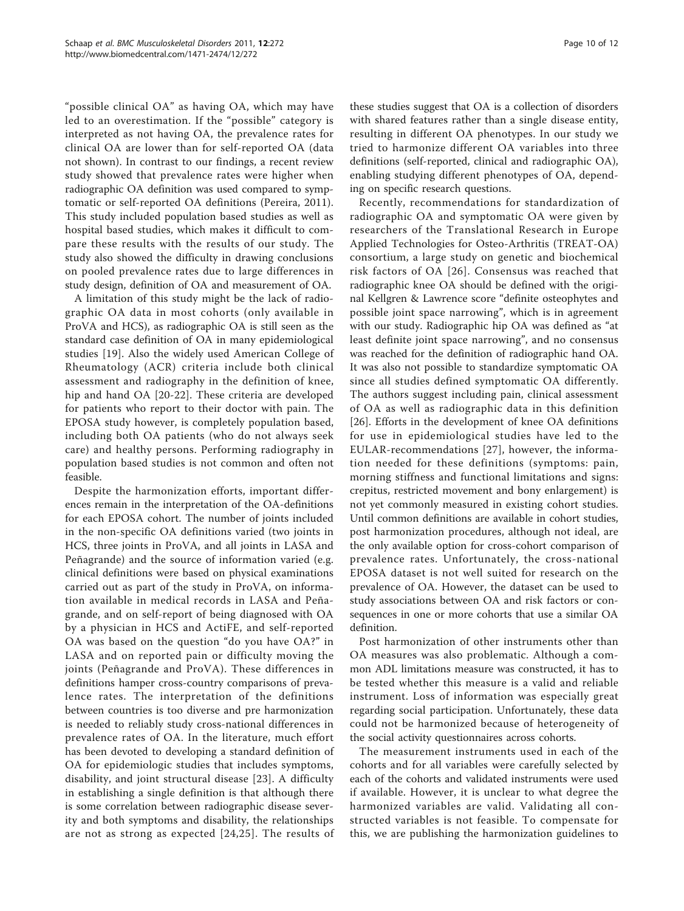"possible clinical OA" as having OA, which may have led to an overestimation. If the "possible" category is interpreted as not having OA, the prevalence rates for clinical OA are lower than for self-reported OA (data not shown). In contrast to our findings, a recent review study showed that prevalence rates were higher when radiographic OA definition was used compared to symptomatic or self-reported OA definitions (Pereira, 2011). This study included population based studies as well as hospital based studies, which makes it difficult to compare these results with the results of our study. The study also showed the difficulty in drawing conclusions on pooled prevalence rates due to large differences in study design, definition of OA and measurement of OA.

A limitation of this study might be the lack of radiographic OA data in most cohorts (only available in ProVA and HCS), as radiographic OA is still seen as the standard case definition of OA in many epidemiological studies [19]. Also the widely used American College of Rheumatology (ACR) criteria include both clinical assessment and radiography in the definition of knee, hip and hand OA [20-22]. These criteria are developed for patients who report to their doctor with pain. The EPOSA study however, is completely population based, including both OA patients (who do not always seek care) and healthy persons. Performing radiography in population based studies is not common and often not feasible.

Despite the harmonization efforts, important differences remain in the interpretation of the OA-definitions for each EPOSA cohort. The number of joints included in the non-specific OA definitions varied (two joints in HCS, three joints in ProVA, and all joints in LASA and Peñagrande) and the source of information varied (e.g. clinical definitions were based on physical examinations carried out as part of the study in ProVA, on information available in medical records in LASA and Peñagrande, and on self-report of being diagnosed with OA by a physician in HCS and ActiFE, and self-reported OA was based on the question "do you have OA?" in LASA and on reported pain or difficulty moving the joints (Peñagrande and ProVA). These differences in definitions hamper cross-country comparisons of prevalence rates. The interpretation of the definitions between countries is too diverse and pre harmonization is needed to reliably study cross-national differences in prevalence rates of OA. In the literature, much effort has been devoted to developing a standard definition of OA for epidemiologic studies that includes symptoms, disability, and joint structural disease [23]. A difficulty in establishing a single definition is that although there is some correlation between radiographic disease severity and both symptoms and disability, the relationships are not as strong as expected [24,25]. The results of these studies suggest that OA is a collection of disorders with shared features rather than a single disease entity, resulting in different OA phenotypes. In our study we tried to harmonize different OA variables into three definitions (self-reported, clinical and radiographic OA), enabling studying different phenotypes of OA, depending on specific research questions.

Recently, recommendations for standardization of radiographic OA and symptomatic OA were given by researchers of the Translational Research in Europe Applied Technologies for Osteo-Arthritis (TREAT-OA) consortium, a large study on genetic and biochemical risk factors of OA [26]. Consensus was reached that radiographic knee OA should be defined with the original Kellgren & Lawrence score "definite osteophytes and possible joint space narrowing", which is in agreement with our study. Radiographic hip OA was defined as "at least definite joint space narrowing", and no consensus was reached for the definition of radiographic hand OA. It was also not possible to standardize symptomatic OA since all studies defined symptomatic OA differently. The authors suggest including pain, clinical assessment of OA as well as radiographic data in this definition [26]. Efforts in the development of knee OA definitions for use in epidemiological studies have led to the EULAR-recommendations [27], however, the information needed for these definitions (symptoms: pain, morning stiffness and functional limitations and signs: crepitus, restricted movement and bony enlargement) is not yet commonly measured in existing cohort studies. Until common definitions are available in cohort studies, post harmonization procedures, although not ideal, are the only available option for cross-cohort comparison of prevalence rates. Unfortunately, the cross-national EPOSA dataset is not well suited for research on the prevalence of OA. However, the dataset can be used to study associations between OA and risk factors or consequences in one or more cohorts that use a similar OA definition.

Post harmonization of other instruments other than OA measures was also problematic. Although a common ADL limitations measure was constructed, it has to be tested whether this measure is a valid and reliable instrument. Loss of information was especially great regarding social participation. Unfortunately, these data could not be harmonized because of heterogeneity of the social activity questionnaires across cohorts.

The measurement instruments used in each of the cohorts and for all variables were carefully selected by each of the cohorts and validated instruments were used if available. However, it is unclear to what degree the harmonized variables are valid. Validating all constructed variables is not feasible. To compensate for this, we are publishing the harmonization guidelines to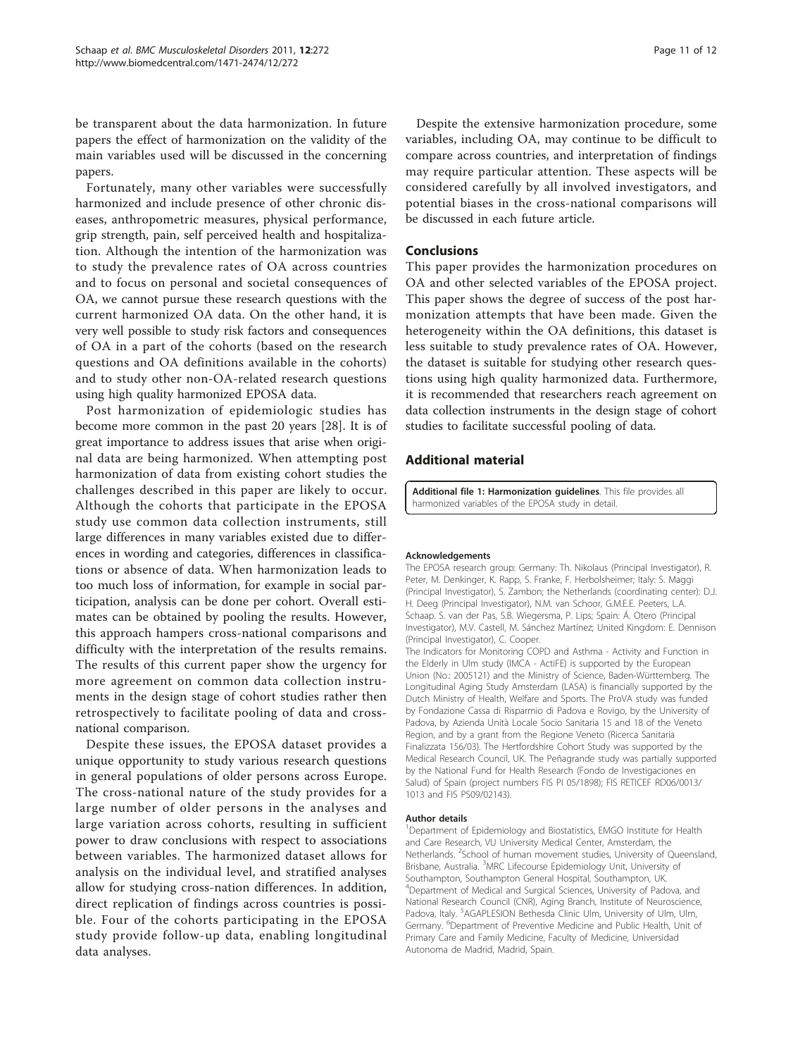be transparent about the data harmonization. In future papers the effect of harmonization on the validity of the main variables used will be discussed in the concerning papers.

Fortunately, many other variables were successfully harmonized and include presence of other chronic diseases, anthropometric measures, physical performance, grip strength, pain, self perceived health and hospitalization. Although the intention of the harmonization was to study the prevalence rates of OA across countries and to focus on personal and societal consequences of OA, we cannot pursue these research questions with the current harmonized OA data. On the other hand, it is very well possible to study risk factors and consequences of OA in a part of the cohorts (based on the research questions and OA definitions available in the cohorts) and to study other non-OA-related research questions using high quality harmonized EPOSA data.

Post harmonization of epidemiologic studies has become more common in the past 20 years [28]. It is of great importance to address issues that arise when original data are being harmonized. When attempting post harmonization of data from existing cohort studies the challenges described in this paper are likely to occur. Although the cohorts that participate in the EPOSA study use common data collection instruments, still large differences in many variables existed due to differences in wording and categories, differences in classifications or absence of data. When harmonization leads to too much loss of information, for example in social participation, analysis can be done per cohort. Overall estimates can be obtained by pooling the results. However, this approach hampers cross-national comparisons and difficulty with the interpretation of the results remains. The results of this current paper show the urgency for more agreement on common data collection instruments in the design stage of cohort studies rather then retrospectively to facilitate pooling of data and cross-national comparison.

Despite these issues, the EPOSA dataset provides a unique opportunity to study various research questions in general populations of older persons across Europe. The cross-national nature of the study provides for a large number of older persons in the analyses and large variation across cohorts, resulting in sufficient power to draw conclusions with respect to associations between variables. The harmonized dataset allows for analysis on the individual level, and stratified analyses allow for studying cross-nation differences. In addition, direct replication of findings across countries is possible. Four of the cohorts participating in the EPOSA study provide follow-up data, enabling longitudinal data analyses.

Despite the extensive harmonization procedure, some variables, including OA, may continue to be difficult to compare across countries, and interpretation of findings may require particular attention. These aspects will be considered carefully by all involved investigators, and potential biases in the cross-national comparisons will be discussed in each future article.

## Conclusions

This paper provides the harmonization procedures on OA and other selected variables of the EPOSA project. This paper shows the degree of success of the post harmonization attempts that have been made. Given the heterogeneity within the OA definitions, this dataset is less suitable to study prevalence rates of OA. However, the dataset is suitable for studying other research questions using high quality harmonized data. Furthermore, it is recommended that researchers reach agreement on data collection instruments in the design stage of cohort studies to facilitate successful pooling of data.

## Additional material

**Additional file 1: Harmonization guidelines**. This file provides all harmonized variables of the EPOSA study in detail.

#### Acknowledgements

The EPOSA research group: Germany: Th. Nikolaus (Principal Investigator), R. Peter, M. Denkinger, K. Rapp, S. Franke, F. Herbolsheimer; Italy: S. Maggi (Principal Investigator), S. Zambon; the Netherlands (coordinating center): D.J. H. Deeg (Principal Investigator), N.M. van Schoor, G.M.E.E. Peeters, L.A. Schaap. S. van der Pas, S.B. Wiegersma, P. Lips; Spain: Á. Otero (Principal Investigator), M.V. Castell, M. Sánchez Martínez; United Kingdom: E. Dennison (Principal Investigator), C. Cooper.

The Indicators for Monitoring COPD and Asthma - Activity and Function in the Elderly in Ulm study (IMCA - ActiFE) is supported by the European Union (No.: 2005121) and the Ministry of Science, Baden-Württemberg. The Longitudinal Aging Study Amsterdam (LASA) is financially supported by the Dutch Ministry of Health, Welfare and Sports. The ProVA study was funded by Fondazione Cassa di Risparmio di Padova e Rovigo, by the University of Padova, by Azienda Unità Locale Socio Sanitaria 15 and 18 of the Veneto Region, and by a grant from the Regione Veneto (Ricerca Sanitaria Finalizzata 156/03). The Hertfordshire Cohort Study was supported by the Medical Research Council, UK. The Peñagrande study was partially supported by the National Fund for Health Research (Fondo de Investigaciones en Salud) of Spain (project numbers FIS PI 05/1898); FIS RETICEF RD06/0013/1013 and FIS PS09/02143).

#### Author details

[1]Department of Epidemiology and Biostatistics, EMGO Institute for Health and Care Research, VU University Medical Center, Amsterdam, the Netherlands. [2]School of human movement studies, University of Queensland, Brisbane, Australia. [3]MRC Lifecourse Epidemiology Unit, University of Southampton, Southampton General Hospital, Southampton, UK. [4]Department of Medical and Surgical Sciences, University of Padova, and National Research Council (CNR), Aging Branch, Institute of Neuroscience, Padova, Italy. [5]AGAPLESION Bethesda Clinic Ulm, University of Ulm, Ulm, Germany. [6]Department of Preventive Medicine and Public Health, Unit of Primary Care and Family Medicine, Faculty of Medicine, Universidad Autonoma de Madrid, Madrid, Spain.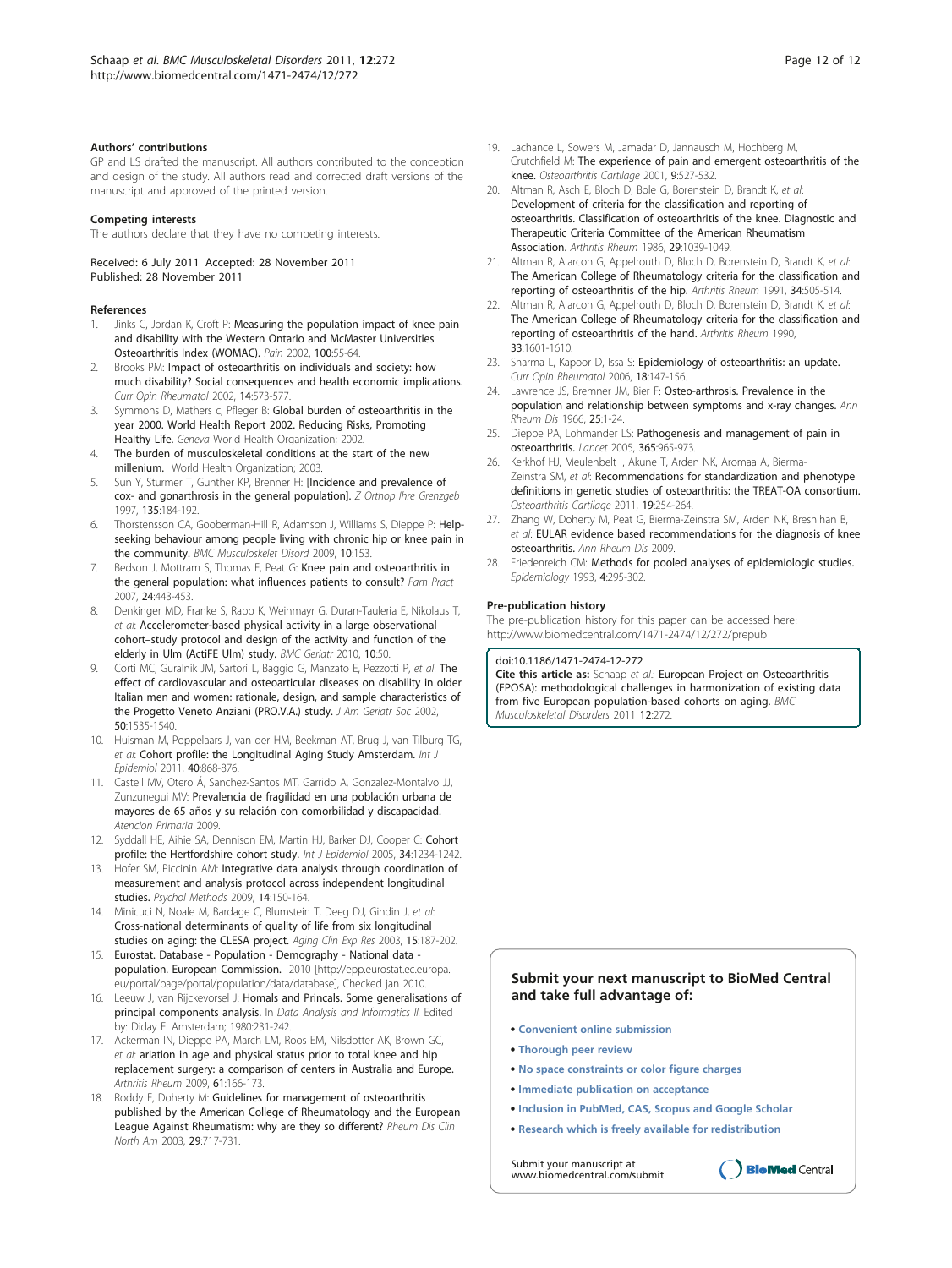### Authors' contributions

GP and LS drafted the manuscript. All authors contributed to the conception and design of the study. All authors read and corrected draft versions of the manuscript and approved of the printed version.

### Competing interests

The authors declare that they have no competing interests.

Received: 6 July 2011 Accepted: 28 November 2011
Published: 28 November 2011

### References

1. Jinks C, Jordan K, Croft P: **Measuring the population impact of knee pain and disability with the Western Ontario and McMaster Universities Osteoarthritis Index (WOMAC).** *Pain* 2002, **100**:55-64.
2. Brooks PM: **Impact of osteoarthritis on individuals and society: how much disability? Social consequences and health economic implications.** *Curr Opin Rheumatol* 2002, **14**:573-577.
3. Symmons D, Mathers c, Pfleger B: **Global burden of osteoarthritis in the year 2000. World Health Report 2002. Reducing Risks, Promoting Healthy Life.** *Geneva* World Health Organization; 2002.
4. **The burden of musculoskeletal conditions at the start of the new millenium.** World Health Organization; 2003.
5. Sun Y, Sturmer T, Gunther KP, Brenner H: **[Incidence and prevalence of cox- and gonarthrosis in the general population].** *Z Orthop Ihre Grenzgeb* 1997, **135**:184-192.
6. Thorstensson CA, Gooberman-Hill R, Adamson J, Williams S, Dieppe P: **Help-seeking behaviour among people living with chronic hip or knee pain in the community.** *BMC Musculoskelet Disord* 2009, **10**:153.
7. Bedson J, Mottram S, Thomas E, Peat G: **Knee pain and osteoarthritis in the general population: what influences patients to consult?** *Fam Pract* 2007, **24**:443-453.
8. Denkinger MD, Franke S, Rapp K, Weinmayr G, Duran-Tauleria E, Nikolaus T, *et al*: **Accelerometer-based physical activity in a large observational cohort–study protocol and design of the activity and function of the elderly in Ulm (ActiFE Ulm) study.** *BMC Geriatr* 2010, **10**:50.
9. Corti MC, Guralnik JM, Sartori L, Baggio G, Manzato E, Pezzotti P, *et al*: **The effect of cardiovascular and osteoarticular diseases on disability in older Italian men and women: rationale, design, and sample characteristics of the Progetto Veneto Anziani (PRO.V.A.) study.** *J Am Geriatr Soc* 2002, **50**:1535-1540.
10. Huisman M, Poppelaars J, van der HM, Beekman AT, Brug J, van Tilburg TG, *et al*: **Cohort profile: the Longitudinal Aging Study Amsterdam.** *Int J Epidemiol* 2011, **40**:868-876.
11. Castell MV, Otero Á, Sanchez-Santos MT, Garrido A, Gonzalez-Montalvo JJ, Zunzunegui MV: **Prevalencia de fragilidad en una población urbana de mayores de 65 años y su relación con comorbilidad y discapacidad.** *Atencion Primaria* 2009.
12. Syddall HE, Aihie SA, Dennison EM, Martin HJ, Barker DJ, Cooper C: **Cohort profile: the Hertfordshire cohort study.** *Int J Epidemiol* 2005, **34**:1234-1242.
13. Hofer SM, Piccinin AM: **Integrative data analysis through coordination of measurement and analysis protocol across independent longitudinal studies.** *Psychol Methods* 2009, **14**:150-164.
14. Minicuci N, Noale M, Bardage C, Blumstein T, Deeg DJ, Gindin J, *et al*: **Cross-national determinants of quality of life from six longitudinal studies on aging: the CLESA project.** *Aging Clin Exp Res* 2003, **15**:187-202.
15. Eurostat. **Database - Population - Demography - National data - population.** European Commission. 2010 [http://epp.eurostat.ec.europa.eu/portal/page/portal/population/data/database], Checked jan 2010.
16. Leeuw J, van Rijckevorsel J: **Homals and Princals. Some generalisations of principal components analysis.** In *Data Analysis and Informatics II.* Edited by: Diday E. Amsterdam; 1980:231-242.
17. Ackerman IN, Dieppe PA, March LM, Roos EM, Nilsdotter AK, Brown GC, *et al*: **ariation in age and physical status prior to total knee and hip replacement surgery: a comparison of centers in Australia and Europe.** *Arthritis Rheum* 2009, **61**:166-173.
18. Roddy E, Doherty M: **Guidelines for management of osteoarthritis published by the American College of Rheumatology and the European League Against Rheumatism: why are they so different?** *Rheum Dis Clin North Am* 2003, **29**:717-731.
19. Lachance L, Sowers M, Jamadar D, Jannausch M, Hochberg M, Crutchfield M: **The experience of pain and emergent osteoarthritis of the knee.** *Osteoarthritis Cartilage* 2001, **9**:527-532.
20. Altman R, Asch E, Bloch D, Bole G, Borenstein D, Brandt K, *et al*: **Development of criteria for the classification and reporting of osteoarthritis. Classification of osteoarthritis of the knee. Diagnostic and Therapeutic Criteria Committee of the American Rheumatism Association.** *Arthritis Rheum* 1986, **29**:1039-1049.
21. Altman R, Alarcon G, Appelrouth D, Bloch D, Borenstein D, Brandt K, *et al*: **The American College of Rheumatology criteria for the classification and reporting of osteoarthritis of the hip.** *Arthritis Rheum* 1991, **34**:505-514.
22. Altman R, Alarcon G, Appelrouth D, Bloch D, Borenstein D, Brandt K, *et al*: **The American College of Rheumatology criteria for the classification and reporting of osteoarthritis of the hand.** *Arthritis Rheum* 1990, **33**:1601-1610.
23. Sharma L, Kapoor D, Issa S: **Epidemiology of osteoarthritis: an update.** *Curr Opin Rheumatol* 2006, **18**:147-156.
24. Lawrence JS, Bremner JM, Bier F: **Osteo-arthrosis. Prevalence in the population and relationship between symptoms and x-ray changes.** *Ann Rheum Dis* 1966, **25**:1-24.
25. Dieppe PA, Lohmander LS: **Pathogenesis and management of pain in osteoarthritis.** *Lancet* 2005, **365**:965-973.
26. Kerkhof HJ, Meulenbelt I, Akune T, Arden NK, Aromaa A, Bierma-Zeinstra SM, *et al*: **Recommendations for standardization and phenotype definitions in genetic studies of osteoarthritis: the TREAT-OA consortium.** *Osteoarthritis Cartilage* 2011, **19**:254-264.
27. Zhang W, Doherty M, Peat G, Bierma-Zeinstra SM, Arden NK, Bresnihan B, *et al*: **EULAR evidence based recommendations for the diagnosis of knee osteoarthritis.** *Ann Rheum Dis* 2009.
28. Friedenreich CM: **Methods for pooled analyses of epidemiologic studies.** *Epidemiology* 1993, **4**:295-302.

### Pre-publication history

The pre-publication history for this paper can be accessed here:
http://www.biomedcentral.com/1471-2474/12/272/prepub

doi:10.1186/1471-2474-12-272
**Cite this article as:** Schaap *et al.*: European Project on Osteoarthritis (EPOSA): methodological challenges in harmonization of existing data from five European population-based cohorts on aging. *BMC Musculoskeletal Disorders* 2011 **12**:272.

**Submit your next manuscript to BioMed Central and take full advantage of:**

- **Convenient online submission**
- **Thorough peer review**
- **No space constraints or color figure charges**
- **Immediate publication on acceptance**
- **Inclusion in PubMed, CAS, Scopus and Google Scholar**
- **Research which is freely available for redistribution**

Submit your manuscript at
www.biomedcentral.com/submit

BioMed Central